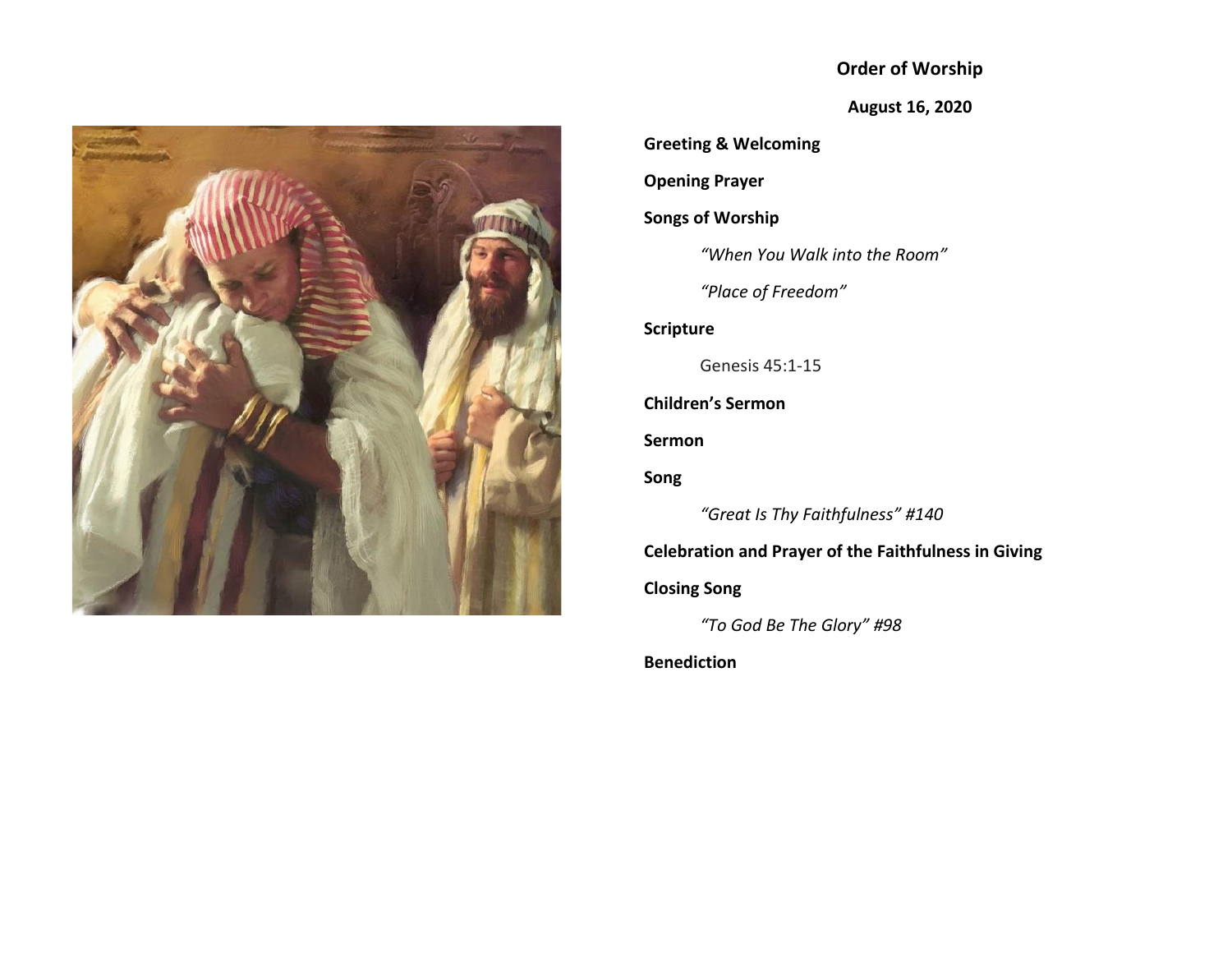## Order of Worship

**August 16, 2020**

**Greeting & Welcoming**

**Opening Prayer**

**Songs of Worship**

*"When You Walk into the Room"*

*"Place of Freedom"*

**Scripture**

Genesis 45:1-15

**Children's Sermon**

**Sermon**

**Song**

*"Great Is Thy Faithfulness" #140*

**Celebration and Prayer of the Faithfulness in Giving**

**Closing Song**

*"To God Be The Glory" #98*

**Benediction**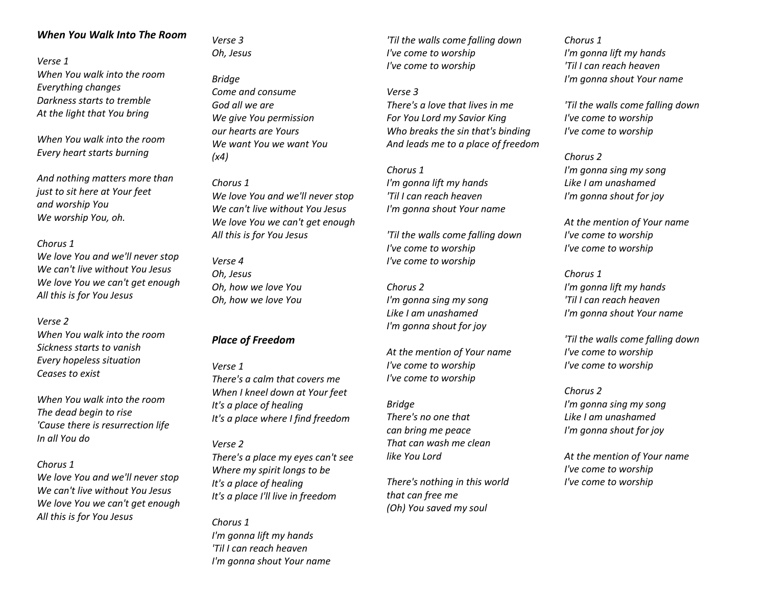### ***When You Walk Into The Room***

*Verse 1*
*When You walk into the room*
*Everything changes*
*Darkness starts to tremble*
*At the light that You bring*

*When You walk into the room*
*Every heart starts burning*

*And nothing matters more than*
*just to sit here at Your feet*
*and worship You*
*We worship You, oh.*

*Chorus 1*
*We love You and we'll never stop*
*We can't live without You Jesus*
*We love You we can't get enough*
*All this is for You Jesus*

*Verse 2*
*When You walk into the room*
*Sickness starts to vanish*
*Every hopeless situation*
*Ceases to exist*

*When You walk into the room*
*The dead begin to rise*
*'Cause there is resurrection life*
*In all You do*

*Chorus 1*
*We love You and we'll never stop*
*We can't live without You Jesus*
*We love You we can't get enough*
*All this is for You Jesus*

*Verse 3*
*Oh, Jesus*

*Bridge*
*Come and consume*
*God all we are*
*We give You permission*
*our hearts are Yours*
*We want You we want You*
*(x4)*

*Chorus 1*
*We love You and we'll never stop*
*We can't live without You Jesus*
*We love You we can't get enough*
*All this is for You Jesus*

*Verse 4*
*Oh, Jesus*
*Oh, how we love You*
*Oh, how we love You*

### ***Place of Freedom***

*Verse 1*
*There's a calm that covers me*
*When I kneel down at Your feet*
*It's a place of healing*
*It's a place where I find freedom*

*Verse 2*
*There's a place my eyes can't see*
*Where my spirit longs to be*
*It's a place of healing*
*It's a place I'll live in freedom*

*Chorus 1*
*I'm gonna lift my hands*
*'Til I can reach heaven*
*I'm gonna shout Your name*

*'Til the walls come falling down*
*I've come to worship*
*I've come to worship*

*Verse 3*
*There's a love that lives in me*
*For You Lord my Savior King*
*Who breaks the sin that's binding*
*And leads me to a place of freedom*

*Chorus 1*
*I'm gonna lift my hands*
*'Til I can reach heaven*
*I'm gonna shout Your name*

*'Til the walls come falling down*
*I've come to worship*
*I've come to worship*

*Chorus 2*
*I'm gonna sing my song*
*Like I am unashamed*
*I'm gonna shout for joy*

*At the mention of Your name*
*I've come to worship*
*I've come to worship*

*Bridge*
*There's no one that*
*can bring me peace*
*That can wash me clean*
*like You Lord*

*There's nothing in this world*
*that can free me*
*(Oh) You saved my soul*

*Chorus 1*
*I'm gonna lift my hands*
*'Til I can reach heaven*
*I'm gonna shout Your name*

*'Til the walls come falling down*
*I've come to worship*
*I've come to worship*

*Chorus 2*
*I'm gonna sing my song*
*Like I am unashamed*
*I'm gonna shout for joy*

*At the mention of Your name*
*I've come to worship*
*I've come to worship*

*Chorus 1*
*I'm gonna lift my hands*
*'Til I can reach heaven*
*I'm gonna shout Your name*

*'Til the walls come falling down*
*I've come to worship*
*I've come to worship*

*Chorus 2*
*I'm gonna sing my song*
*Like I am unashamed*
*I'm gonna shout for joy*

*At the mention of Your name*
*I've come to worship*
*I've come to worship*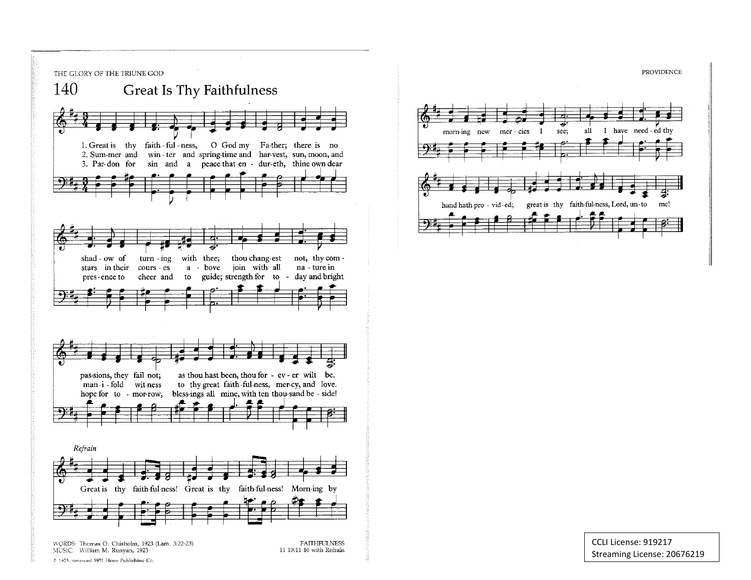# 140 Great Is Thy Faithfulness

1. Great is thy faith - ful - ness, O God my Fa-ther; there is no shad - ow of turn - ing with thee; thou chang-est not, thy com - pas-sions, they fail not; as thou hast been, thou for - ev - er wilt be.

2. Sum-mer and win - ter and spring-time and har-vest, sun, moon, and stars in their cours - es a - bove join with all na - ture in man - i - fold wit-ness to thy great faith-ful-ness, mer-cy, and love.

3. Par-don for sin and a peace that en - dur-eth, thine own dear pres-ence to cheer and to guide; strength for to - day and bright hope for to - mor-row, bless-ings all mine, with ten thou-sand be - side!

*Refrain*

Great is thy faith-ful-ness! Great is thy faith-ful-ness! Morn-ing by morn-ing new mer - cies I see; all I have need - ed thy hand hath pro - vid-ed; great is thy faith-ful-ness, Lord, un-to me!

WORDS: Thomas O. Chisholm, 1923 (Lam. 3:22-23)
MUSIC: William M. Runyan, 1923

FAITHFULNESS
11 10.11 10 with Refrain

© 1923, renewed 1951 Hope Publishing Co.

CCLI License: 919217
Streaming License: 20676219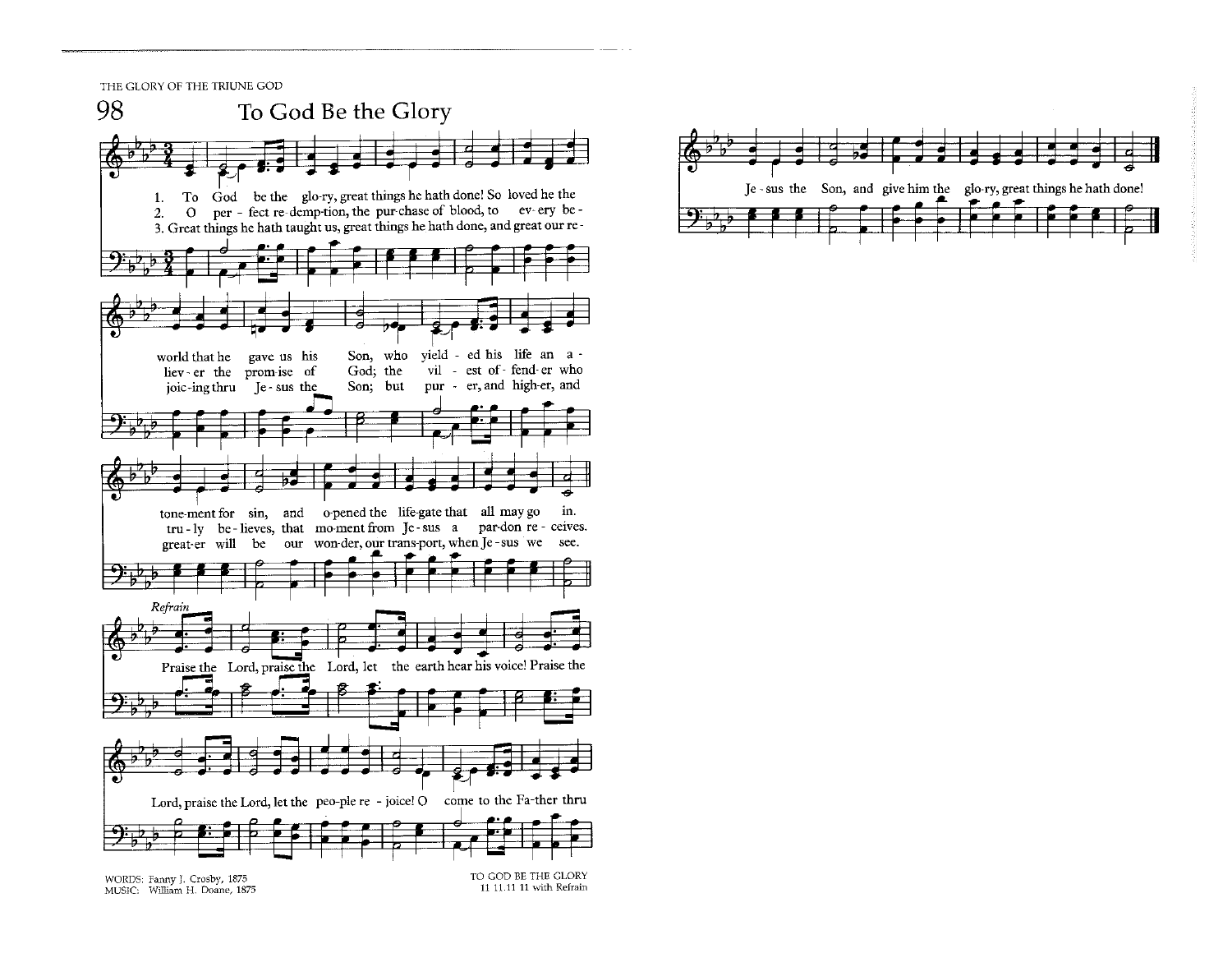THE GLORY OF THE TRIUNE GOD

# 98 To God Be the Glory

1. To God be the glo-ry, great things he hath done! So loved he the world that he gave us his Son, who yield - ed his life an a - tone-ment for sin, and o-pened the life-gate that all may go in.

2. O per - fect re-demp-tion, the pur-chase of blood, to ev-ery be - liev - er the prom-ise of God; the vil - est of - fend-er who tru - ly be - lieves, that mo-ment from Je-sus a par-don re - ceives.

3. Great things he hath taught us, great things he hath done, and great our re - joic-ing thru Je - sus the Son; but pur - er, and high-er, and great-er will be our won-der, our trans-port, when Je - sus we see.

*Refrain*

Praise the Lord, praise the Lord, let the earth hear his voice! Praise the Lord, praise the Lord, let the peo-ple re - joice! O come to the Fa-ther thru Je - sus the Son, and give him the glo-ry, great things he hath done!

WORDS: Fanny J. Crosby, 1875
MUSIC: William H. Doane, 1875

TO GOD BE THE GLORY
11 11.11 11 with Refrain